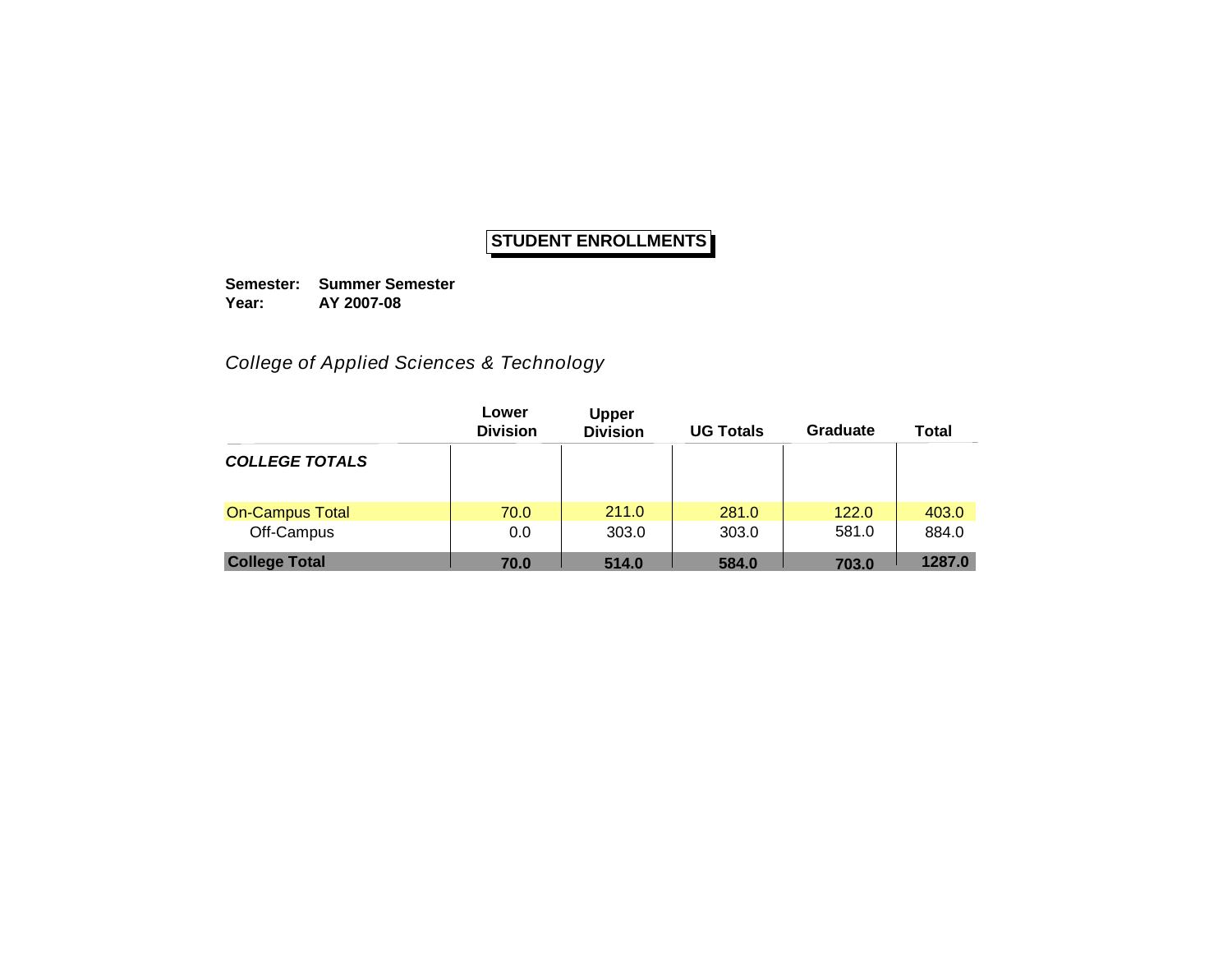# STUDENT ENROLLMENTS

**Semester:** **Summer Semester**
**Year:** **AY 2007-08**

*College of Applied Sciences & Technology*

| | Lower Division | Upper Division | UG Totals | Graduate | Total |
|---|---|---|---|---|---|
| ***COLLEGE TOTALS*** | | | | | |
| On-Campus Total | 70.0 | 211.0 | 281.0 | 122.0 | 403.0 |
| Off-Campus | 0.0 | 303.0 | 303.0 | 581.0 | 884.0 |
| **College Total** | **70.0** | **514.0** | **584.0** | **703.0** | **1287.0** |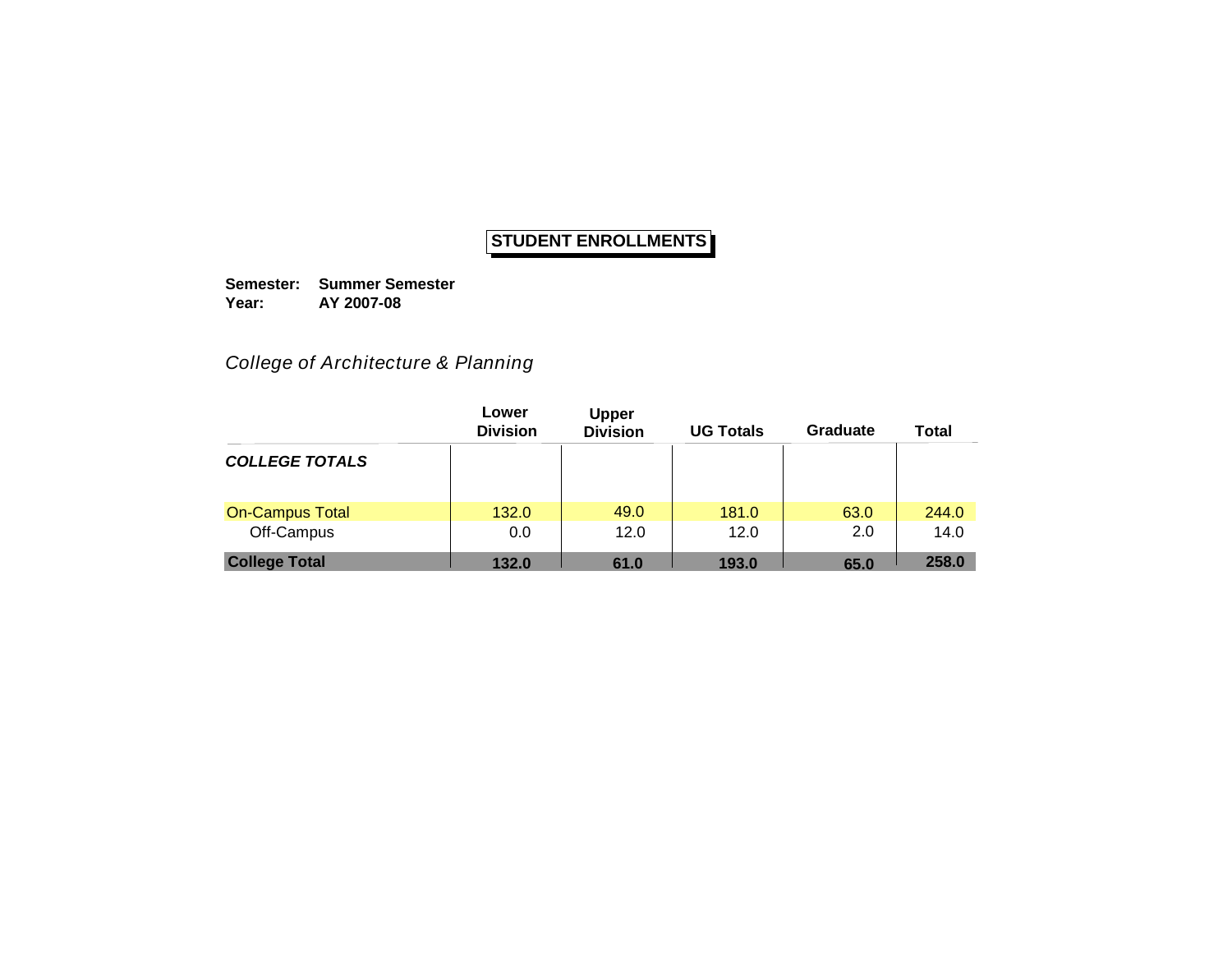# STUDENT ENROLLMENTS

**Semester:** **Summer Semester**
**Year:** **AY 2007-08**

*College of Architecture & Planning*

| | Lower Division | Upper Division | UG Totals | Graduate | Total |
|---|---|---|---|---|---|
| ***COLLEGE TOTALS*** | | | | | |
| On-Campus Total | 132.0 | 49.0 | 181.0 | 63.0 | 244.0 |
| Off-Campus | 0.0 | 12.0 | 12.0 | 2.0 | 14.0 |
| **College Total** | **132.0** | **61.0** | **193.0** | **65.0** | **258.0** |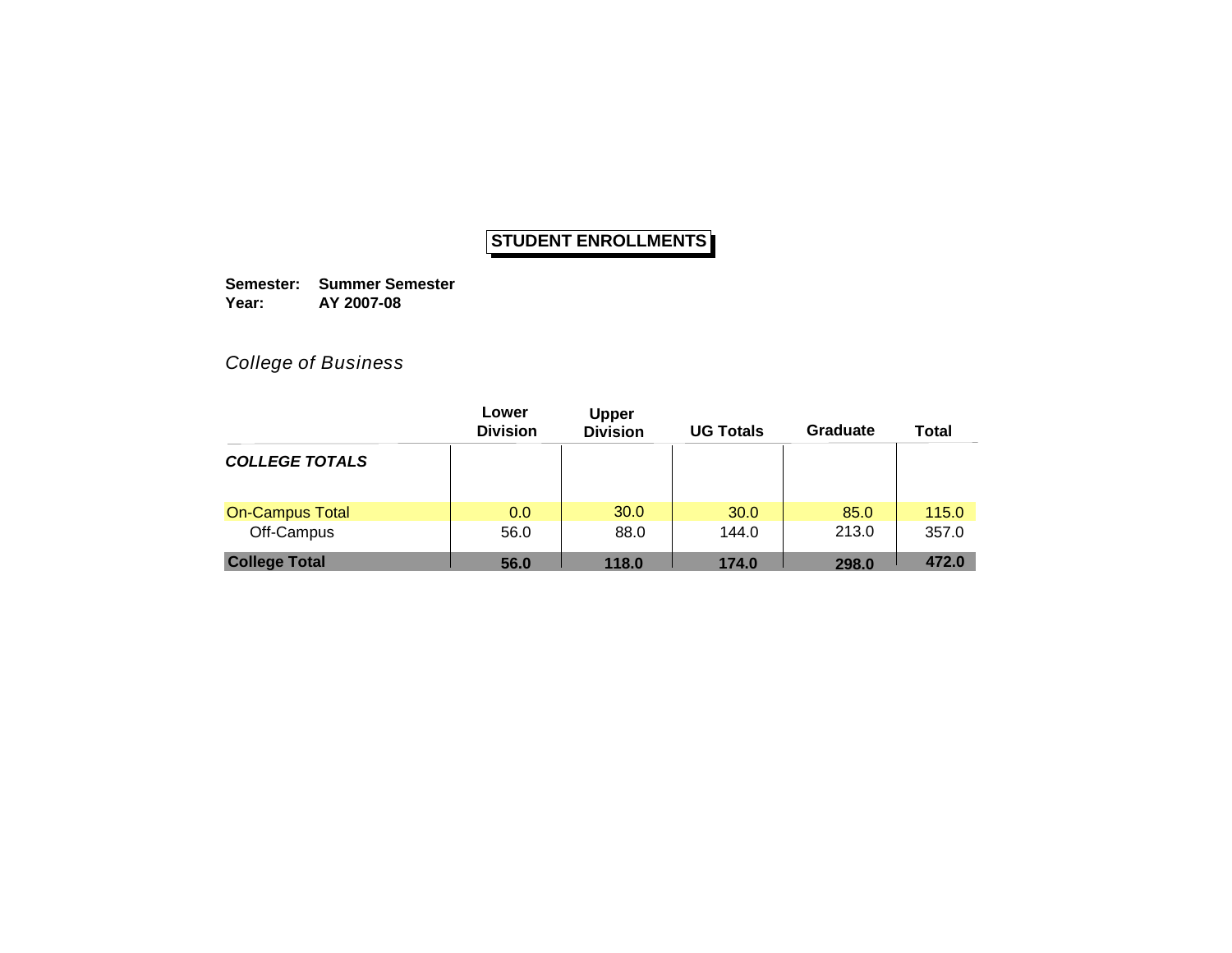# STUDENT ENROLLMENTS

**Semester:** **Summer Semester**
**Year:** **AY 2007-08**

*College of Business*

| | Lower Division | Upper Division | UG Totals | Graduate | Total |
|---|---|---|---|---|---|
| ***COLLEGE TOTALS*** | | | | | |
| On-Campus Total | 0.0 | 30.0 | 30.0 | 85.0 | 115.0 |
| Off-Campus | 56.0 | 88.0 | 144.0 | 213.0 | 357.0 |
| **College Total** | **56.0** | **118.0** | **174.0** | **298.0** | **472.0** |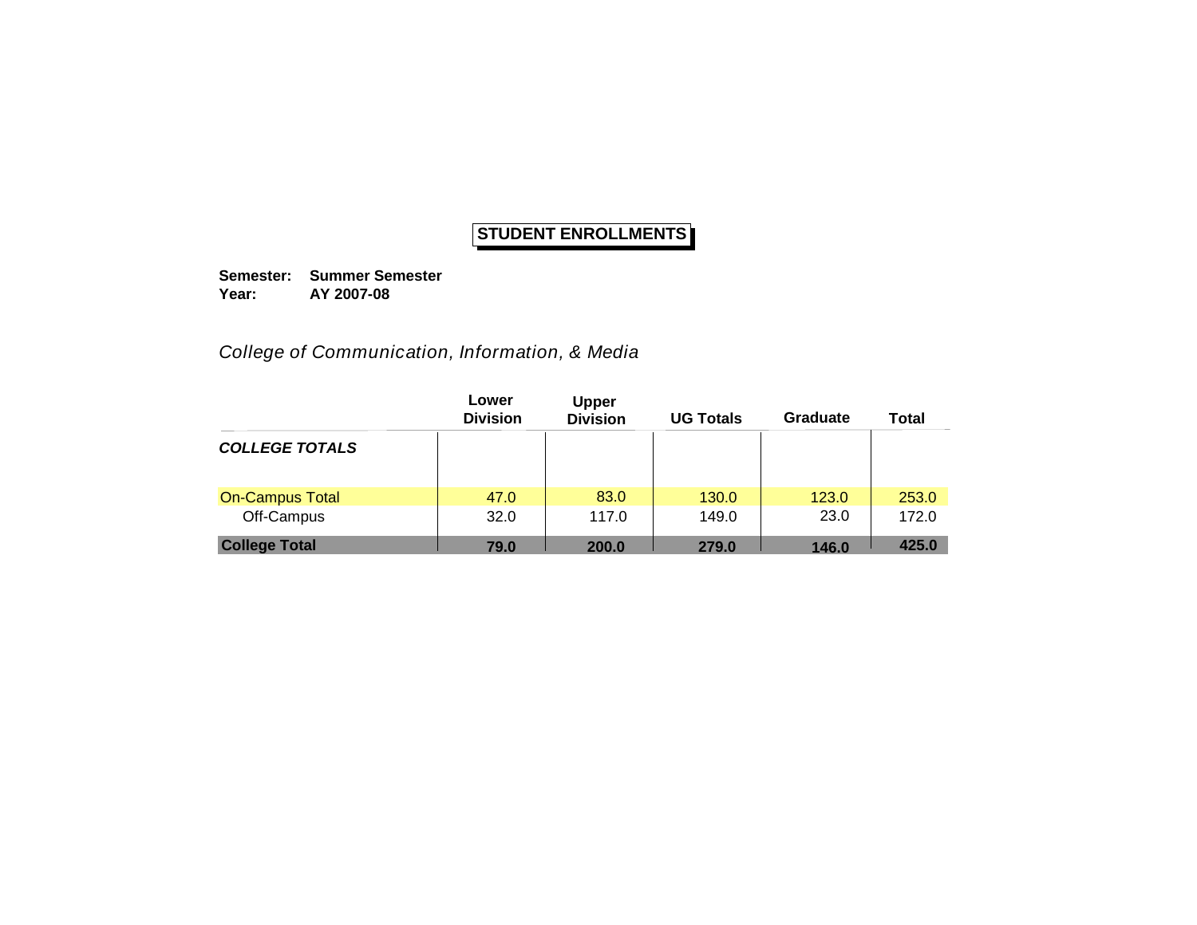# STUDENT ENROLLMENTS

**Semester:** **Summer Semester**
**Year:** **AY 2007-08**

*College of Communication, Information, & Media*

| | Lower Division | Upper Division | UG Totals | Graduate | Total |
|---|---|---|---|---|---|
| ***COLLEGE TOTALS*** | | | | | |
| On-Campus Total | 47.0 | 83.0 | 130.0 | 123.0 | 253.0 |
| Off-Campus | 32.0 | 117.0 | 149.0 | 23.0 | 172.0 |
| **College Total** | **79.0** | **200.0** | **279.0** | **146.0** | **425.0** |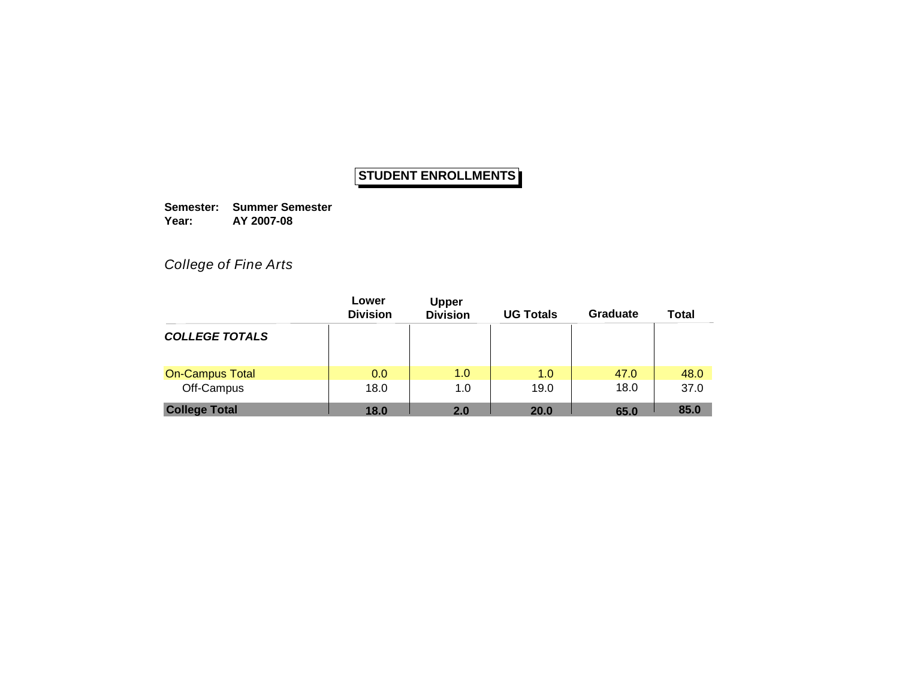# STUDENT ENROLLMENTS

**Semester:** **Summer Semester**
**Year:** **AY 2007-08**

*College of Fine Arts*

| | Lower Division | Upper Division | UG Totals | Graduate | Total |
|---|---|---|---|---|---|
| ***COLLEGE TOTALS*** | | | | | |
| On-Campus Total | 0.0 | 1.0 | 1.0 | 47.0 | 48.0 |
| Off-Campus | 18.0 | 1.0 | 19.0 | 18.0 | 37.0 |
| **College Total** | **18.0** | **2.0** | **20.0** | **65.0** | **85.0** |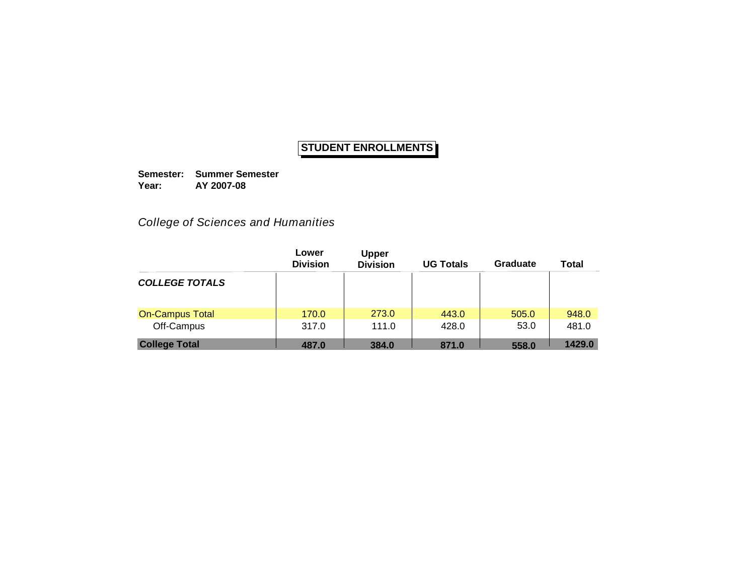# STUDENT ENDROLLMENTS

**Semester:** **Summer Semester**
**Year:** **AY 2007-08**

*College of Sciences and Humanities*

| | Lower Division | Upper Division | UG Totals | Graduate | Total |
|---|---|---|---|---|---|
| ***COLLEGE TOTALS*** | | | | | |
| On-Campus Total | 170.0 | 273.0 | 443.0 | 505.0 | 948.0 |
| Off-Campus | 317.0 | 111.0 | 428.0 | 53.0 | 481.0 |
| **College Total** | **487.0** | **384.0** | **871.0** | **558.0** | **1429.0** |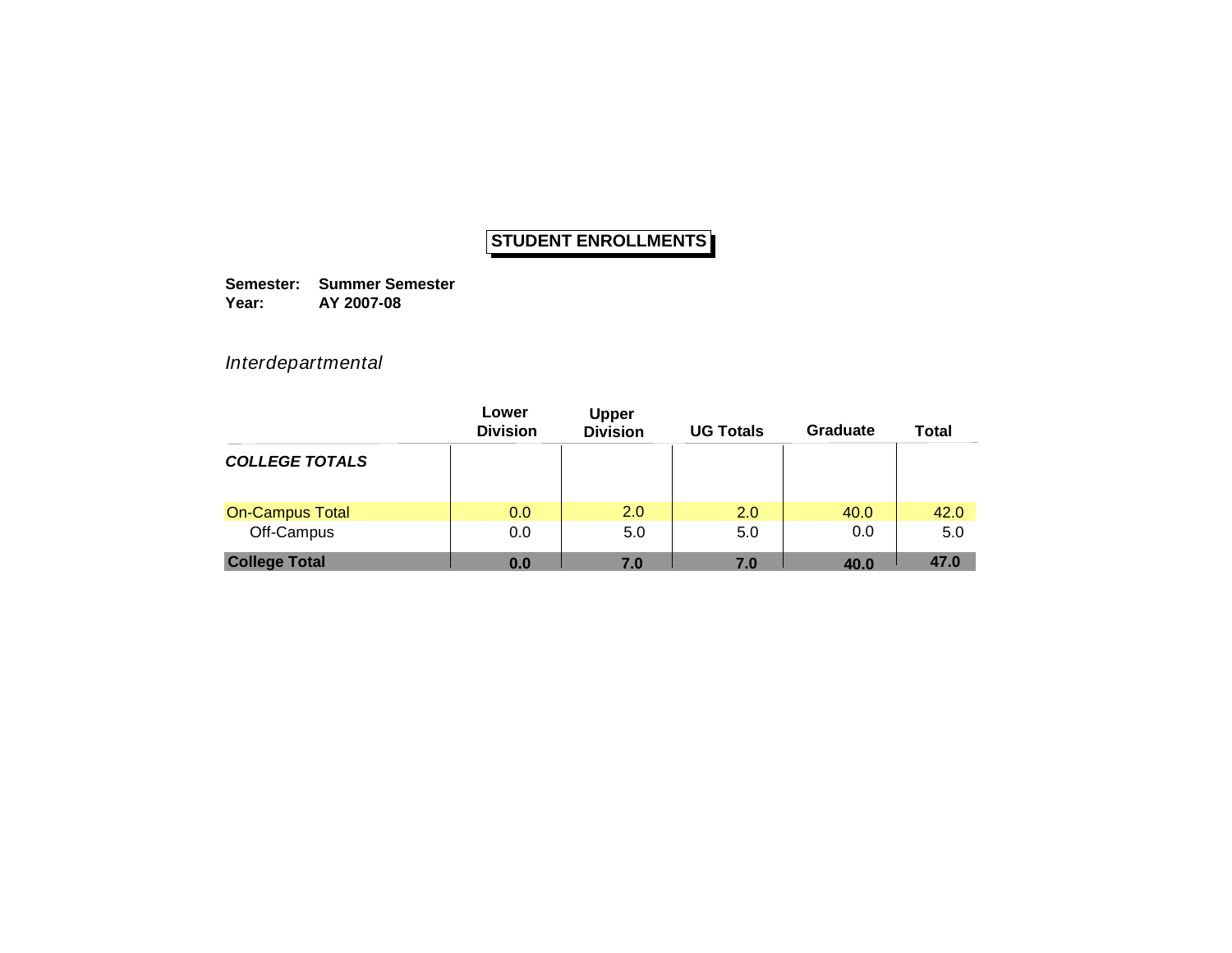# STUDENT ENROLLMENTS

**Semester:** **Summer Semester**
**Year:** **AY 2007-08**

*Interdepartmental*

| | Lower Division | Upper Division | UG Totals | Graduate | Total |
|---|---|---|---|---|---|
| ***COLLEGE TOTALS*** | | | | | |
| On-Campus Total | 0.0 | 2.0 | 2.0 | 40.0 | 42.0 |
| Off-Campus | 0.0 | 5.0 | 5.0 | 0.0 | 5.0 |
| **College Total** | **0.0** | **7.0** | **7.0** | **40.0** | **47.0** |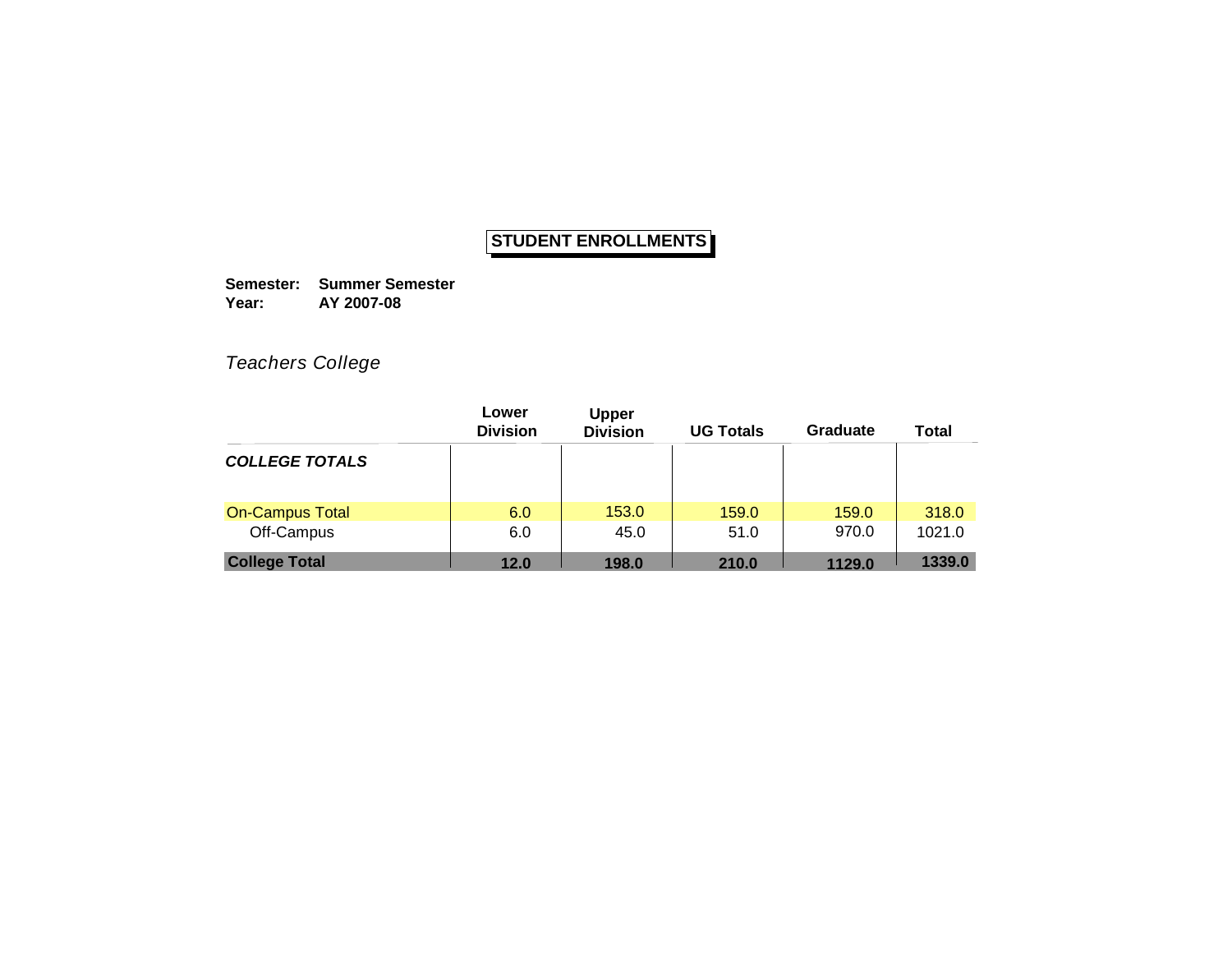# STUDENT ENROLLMENTS

**Semester:** **Summer Semester**
**Year:** **AY 2007-08**

*Teachers College*

| | Lower Division | Upper Division | UG Totals | Graduate | Total |
|---|---|---|---|---|---|
| ***COLLEGE TOTALS*** | | | | | |
| On-Campus Total | 6.0 | 153.0 | 159.0 | 159.0 | 318.0 |
| Off-Campus | 6.0 | 45.0 | 51.0 | 970.0 | 1021.0 |
| **College Total** | **12.0** | **198.0** | **210.0** | **1129.0** | **1339.0** |